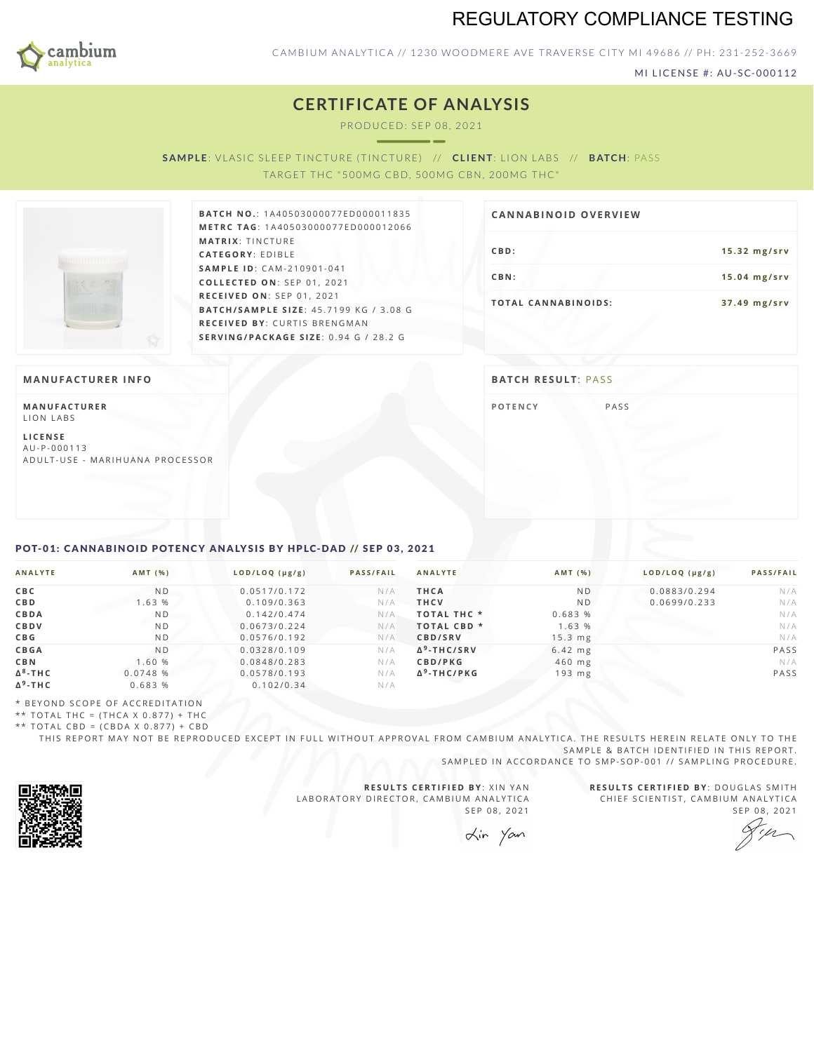# REGULATORY COMPLIANCE TESTING

CAMBIUM ANALYTICA // 1230 WOODMERE AVE TRAVERSE CITY MI 49686 // PH: 231-252-3669

MI LICENSE #: AU-SC-000112

## CERTIFICATE OF ANALYSIS

PRODUCED: SEP 08, 2021

**SAMPLE**: VLASIC SLEEP TINCTURE (TINCTURE) // **CLIENT**: LION LABS // **BATCH**: PASS

TARGET THC "500MG CBD, 500MG CBN, 200MG THC"

**BATCH NO.**: 1A40503000077ED000011835
**METRC TAG**: 1A40503000077ED000012066
**MATRIX**: TINCTURE
**CATEGORY**: EDIBLE
**SAMPLE ID**: CAM-210901-041
**COLLECTED ON**: SEP 01, 2021
**RECEIVED ON**: SEP 01, 2021
**BATCH/SAMPLE SIZE**: 45.7199 KG / 3.08 G
**RECEIVED BY**: CURTIS BRENGMAN
**SERVING/PACKAGE SIZE**: 0.94 G / 28.2 G

### CANNABINOID OVERVIEW

| | |
|---|---|
| CBD: | 15.32 mg/srv |
| CBN: | 15.04 mg/srv |
| TOTAL CANNABINOIDS: | 37.49 mg/srv |

### MANUFACTURER INFO

**MANUFACTURER**
LION LABS

**LICENSE**
AU-P-000113
ADULT-USE - MARIHUANA PROCESSOR

### BATCH RESULT: PASS

| | |
|---|---|
| POTENCY | PASS |

### POT-01: CANNABINOID POTENCY ANALYSIS BY HPLC-DAD // SEP 03, 2021

| ANALYTE | AMT (%) | LOD/LOQ (μg/g) | PASS/FAIL |
|---|---|---|---|
| CBC | ND | 0.0517/0.172 | N/A |
| CBD | 1.63 % | 0.109/0.363 | N/A |
| CBDA | ND | 0.142/0.474 | N/A |
| CBDV | ND | 0.0673/0.224 | N/A |
| CBG | ND | 0.0576/0.192 | N/A |
| CBGA | ND | 0.0328/0.109 | N/A |
| CBN | 1.60 % | 0.0848/0.283 | N/A |
| Δ⁸-THC | 0.0748 % | 0.0578/0.193 | N/A |
| Δ⁹-THC | 0.683 % | 0.102/0.34 | N/A |

| ANALYTE | AMT (%) | LOD/LOQ (μg/g) | PASS/FAIL |
|---|---|---|---|
| THCA | ND | 0.0883/0.294 | N/A |
| THCV | ND | 0.0699/0.233 | N/A |
| TOTAL THC * | 0.683 % | | N/A |
| TOTAL CBD * | 1.63 % | | N/A |
| CBD/SRV | 15.3 mg | | N/A |
| Δ⁹-THC/SRV | 6.42 mg | | PASS |
| CBD/PKG | 460 mg | | N/A |
| Δ⁹-THC/PKG | 193 mg | | PASS |

\* BEYOND SCOPE OF ACCREDITATION
** TOTAL THC = (THCA X 0.877) + THC
** TOTAL CBD = (CBDA X 0.877) + CBD

THIS REPORT MAY NOT BE REPRODUCED EXCEPT IN FULL WITHOUT APPROVAL FROM CAMBIUM ANALYTICA. THE RESULTS HEREIN RELATE ONLY TO THE SAMPLE & BATCH IDENTIFIED IN THIS REPORT. SAMPLED IN ACCORDANCE TO SMP-SOP-001 // SAMPLING PROCEDURE.

**RESULTS CERTIFIED BY**: XIN YAN
LABORATORY DIRECTOR, CAMBIUM ANALYTICA
SEP 08, 2021

**RESULTS CERTIFIED BY**: DOUGLAS SMITH
CHIEF SCIENTIST, CAMBIUM ANALYTICA
SEP 08, 2021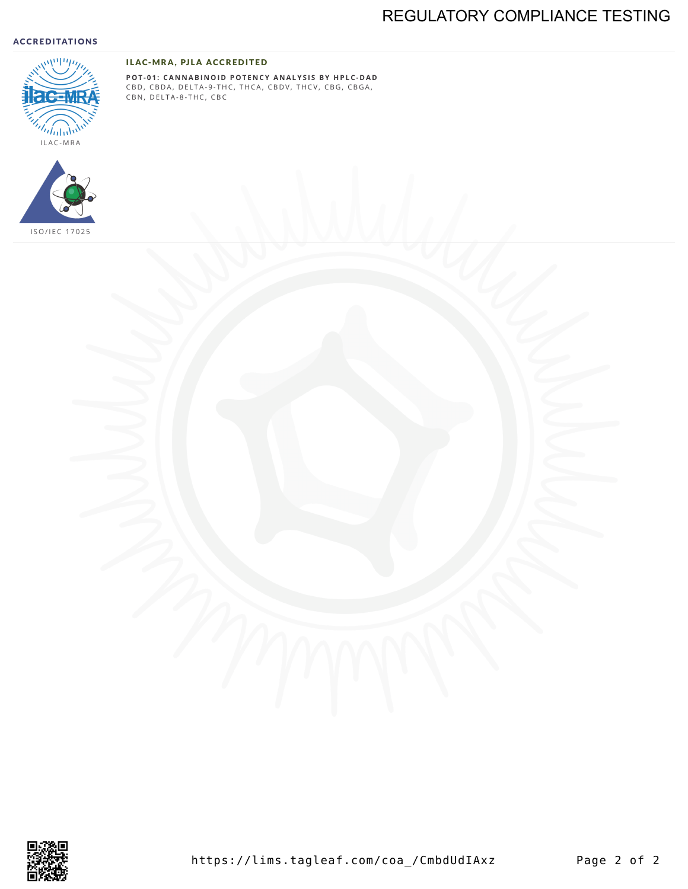# REGULATORY COMPLIANCE TESTING

## ACCREDITATIONS

ILAC-MRA

ISO/IEC 17025

### ILAC-MRA, PJLA ACCREDITED

**POT-01: CANNABINOID POTENCY ANALYSIS BY HPLC-DAD**
CBD, CBDA, DELTA-9-THC, THCA, CBDV, THCV, CBG, CBGA, CBN, DELTA-8-THC, CBC

https://lims.tagleaf.com/coa_/CmbdUdIAxz